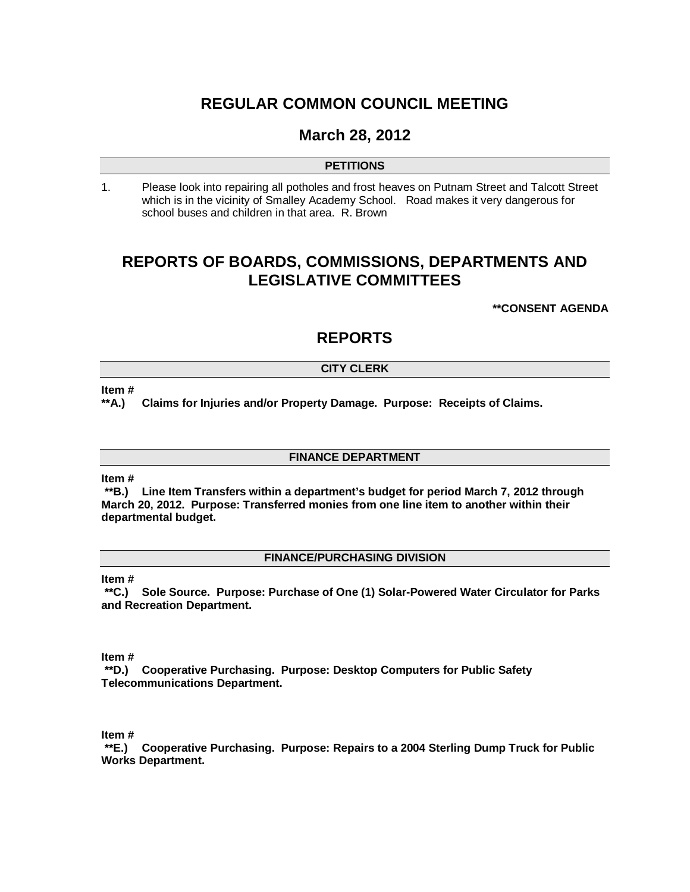# REGULAR COMMON COUNCIL MEETING

## March 28, 2012

### PETITIONS

1. Please look into repairing all potholes and frost heaves on Putnam Street and Talcott Street which is in the vicinity of Smalley Academy School. Road makes it very dangerous for school buses and children in that area. R. Brown

# REPORTS OF BOARDS, COMMISSIONS, DEPARTMENTS AND LEGISLATIVE COMMITTEES

**CONSENT AGENDA

## REPORTS

### CITY CLERK

**Item #**
**A.) Claims for Injuries and/or Property Damage. Purpose: Receipts of Claims.**

### FINANCE DEPARTMENT

**Item #**
**B.) Line Item Transfers within a department's budget for period March 7, 2012 through March 20, 2012. Purpose: Transferred monies from one line item to another within their departmental budget.**

### FINANCE/PURCHASING DIVISION

**Item #**
**C.) Sole Source. Purpose: Purchase of One (1) Solar-Powered Water Circulator for Parks and Recreation Department.**

**Item #**
**D.) Cooperative Purchasing. Purpose: Desktop Computers for Public Safety Telecommunications Department.**

**Item #**
**E.) Cooperative Purchasing. Purpose: Repairs to a 2004 Sterling Dump Truck for Public Works Department.**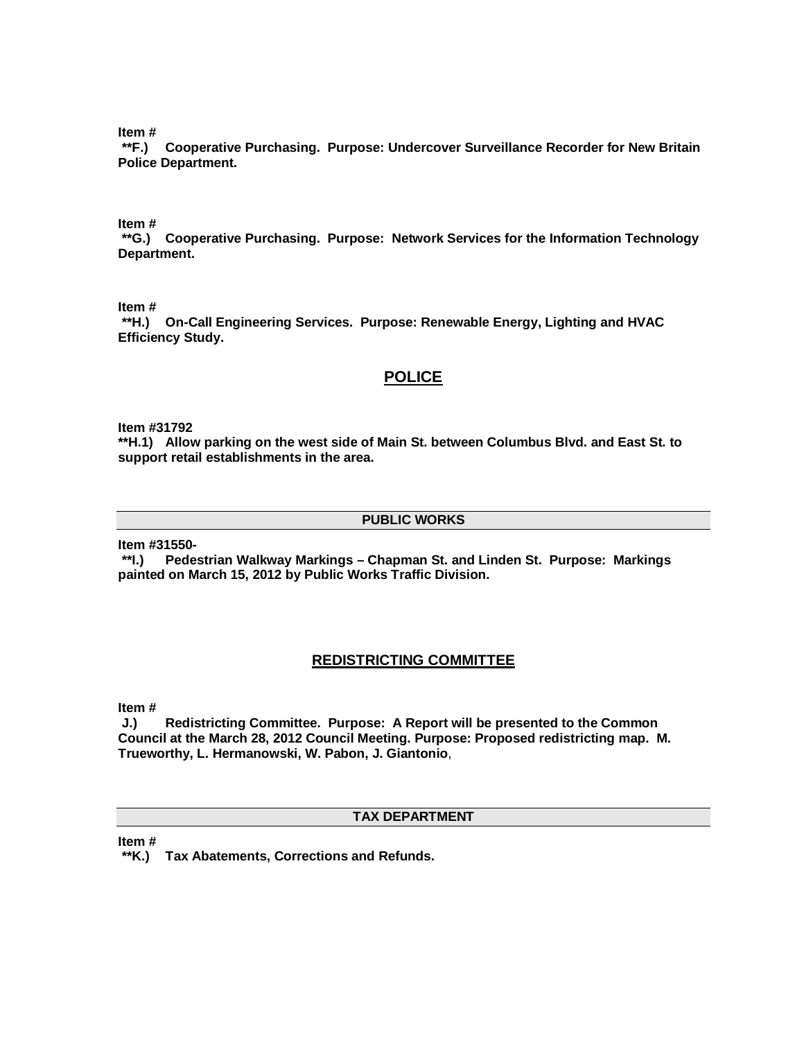**Item #**
**\*\*F.) Cooperative Purchasing. Purpose: Undercover Surveillance Recorder for New Britain Police Department.**

**Item #**
**\*\*G.) Cooperative Purchasing. Purpose: Network Services for the Information Technology Department.**

**Item #**
**\*\*H.) On-Call Engineering Services. Purpose: Renewable Energy, Lighting and HVAC Efficiency Study.**

## POLICE

**Item #31792**
**\*\*H.1) Allow parking on the west side of Main St. between Columbus Blvd. and East St. to support retail establishments in the area.**

## PUBLIC WORKS

**Item #31550-**
**\*\*I.) Pedestrian Walkway Markings – Chapman St. and Linden St. Purpose: Markings painted on March 15, 2012 by Public Works Traffic Division.**

## REDISTRICTING COMMITTEE

**Item #**
**J.) Redistricting Committee. Purpose: A Report will be presented to the Common Council at the March 28, 2012 Council Meeting. Purpose: Proposed redistricting map. M. Trueworthy, L. Hermanowski, W. Pabon, J. Giantonio**,

## TAX DEPARTMENT

**Item #**
**\*\*K.) Tax Abatements, Corrections and Refunds.**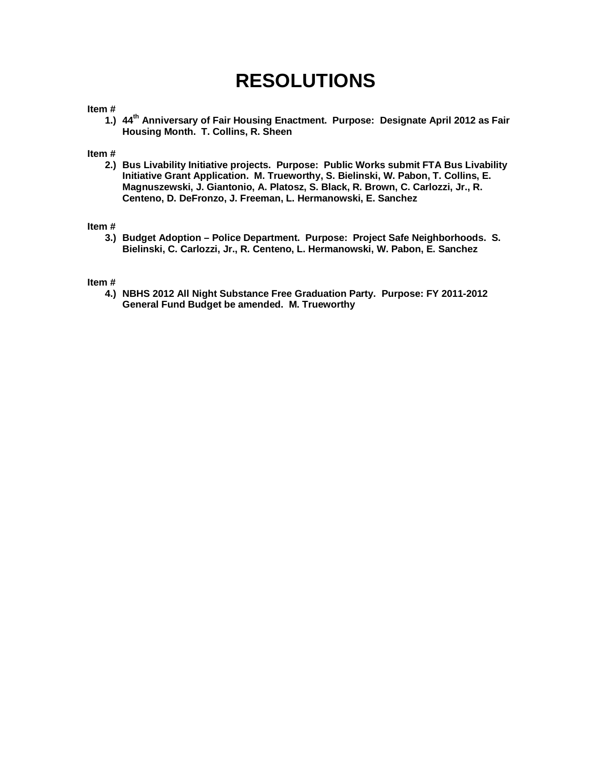# RESOLUTIONS

Item #

**1.) 44th Anniversary of Fair Housing Enactment. Purpose: Designate April 2012 as Fair Housing Month. T. Collins, R. Sheen**

Item #

**2.) Bus Livability Initiative projects. Purpose: Public Works submit FTA Bus Livability Initiative Grant Application. M. Trueworthy, S. Bielinski, W. Pabon, T. Collins, E. Magnuszewski, J. Giantonio, A. Platosz, S. Black, R. Brown, C. Carlozzi, Jr., R. Centeno, D. DeFronzo, J. Freeman, L. Hermanowski, E. Sanchez**

Item #

**3.) Budget Adoption – Police Department. Purpose: Project Safe Neighborhoods. S. Bielinski, C. Carlozzi, Jr., R. Centeno, L. Hermanowski, W. Pabon, E. Sanchez**

Item #

**4.) NBHS 2012 All Night Substance Free Graduation Party. Purpose: FY 2011-2012 General Fund Budget be amended. M. Trueworthy**